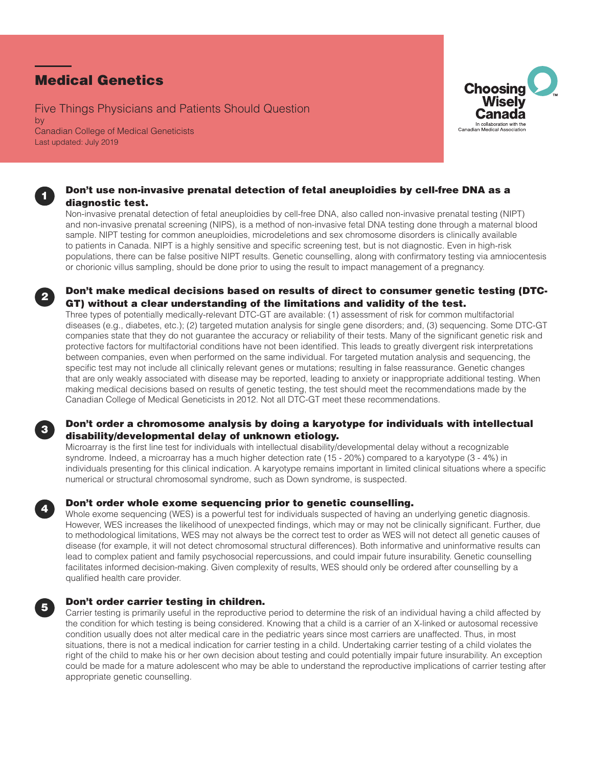# Medical Genetics

Five Things Physicians and Patients Should Question
by
Canadian College of Medical Geneticists
Last updated: July 2019

Choosing Wisely Canada
In collaboration with the Canadian Medical Association

## 1 Don't use non-invasive prenatal detection of fetal aneuploidies by cell-free DNA as a diagnostic test.

Non-invasive prenatal detection of fetal aneuploidies by cell-free DNA, also called non-invasive prenatal testing (NIPT) and non-invasive prenatal screening (NIPS), is a method of non-invasive fetal DNA testing done through a maternal blood sample. NIPT testing for common aneuploidies, microdeletions and sex chromosome disorders is clinically available to patients in Canada. NIPT is a highly sensitive and specific screening test, but is not diagnostic. Even in high-risk populations, there can be false positive NIPT results. Genetic counselling, along with confirmatory testing via amniocentesis or chorionic villus sampling, should be done prior to using the result to impact management of a pregnancy.

## 2 Don't make medical decisions based on results of direct to consumer genetic testing (DTC-GT) without a clear understanding of the limitations and validity of the test.

Three types of potentially medically-relevant DTC-GT are available: (1) assessment of risk for common multifactorial diseases (e.g., diabetes, etc.); (2) targeted mutation analysis for single gene disorders; and, (3) sequencing. Some DTC-GT companies state that they do not guarantee the accuracy or reliability of their tests. Many of the significant genetic risk and protective factors for multifactorial conditions have not been identified. This leads to greatly divergent risk interpretations between companies, even when performed on the same individual. For targeted mutation analysis and sequencing, the specific test may not include all clinically relevant genes or mutations; resulting in false reassurance. Genetic changes that are only weakly associated with disease may be reported, leading to anxiety or inappropriate additional testing. When making medical decisions based on results of genetic testing, the test should meet the recommendations made by the Canadian College of Medical Geneticists in 2012. Not all DTC-GT meet these recommendations.

## 3 Don't order a chromosome analysis by doing a karyotype for individuals with intellectual disability/developmental delay of unknown etiology.

Microarray is the first line test for individuals with intellectual disability/developmental delay without a recognizable syndrome. Indeed, a microarray has a much higher detection rate (15 - 20%) compared to a karyotype (3 - 4%) in individuals presenting for this clinical indication. A karyotype remains important in limited clinical situations where a specific numerical or structural chromosomal syndrome, such as Down syndrome, is suspected.

## 4 Don't order whole exome sequencing prior to genetic counselling.

Whole exome sequencing (WES) is a powerful test for individuals suspected of having an underlying genetic diagnosis. However, WES increases the likelihood of unexpected findings, which may or may not be clinically significant. Further, due to methodological limitations, WES may not always be the correct test to order as WES will not detect all genetic causes of disease (for example, it will not detect chromosomal structural differences). Both informative and uninformative results can lead to complex patient and family psychosocial repercussions, and could impair future insurability. Genetic counselling facilitates informed decision-making. Given complexity of results, WES should only be ordered after counselling by a qualified health care provider.

## 5 Don't order carrier testing in children.

Carrier testing is primarily useful in the reproductive period to determine the risk of an individual having a child affected by the condition for which testing is being considered. Knowing that a child is a carrier of an X-linked or autosomal recessive condition usually does not alter medical care in the pediatric years since most carriers are unaffected. Thus, in most situations, there is not a medical indication for carrier testing in a child. Undertaking carrier testing of a child violates the right of the child to make his or her own decision about testing and could potentially impair future insurability. An exception could be made for a mature adolescent who may be able to understand the reproductive implications of carrier testing after appropriate genetic counselling.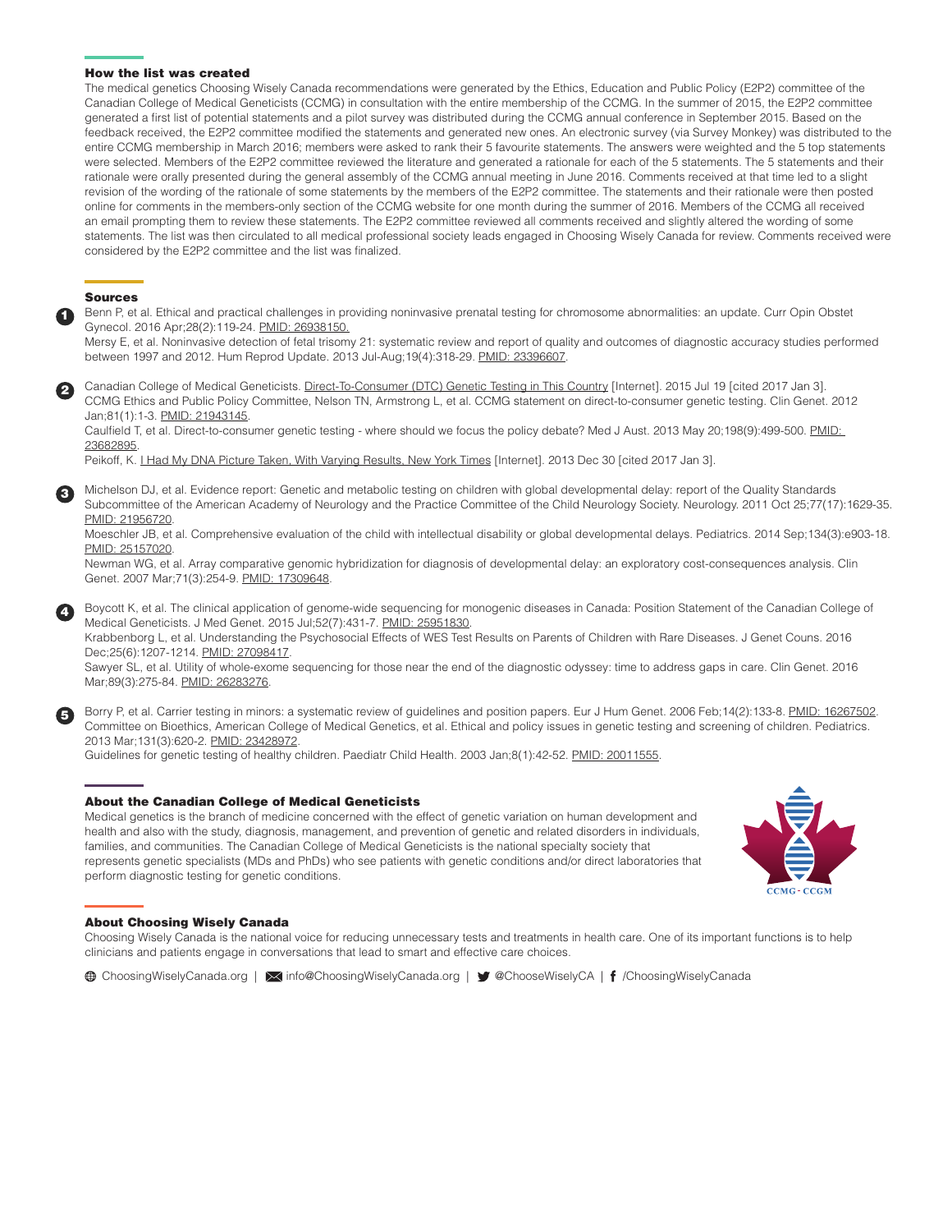## How the list was created

The medical genetics Choosing Wisely Canada recommendations were generated by the Ethics, Education and Public Policy (E2P2) committee of the Canadian College of Medical Geneticists (CCMG) in consultation with the entire membership of the CCMG. In the summer of 2015, the E2P2 committee generated a first list of potential statements and a pilot survey was distributed during the CCMG annual conference in September 2015. Based on the feedback received, the E2P2 committee modified the statements and generated new ones. An electronic survey (via Survey Monkey) was distributed to the entire CCMG membership in March 2016; members were asked to rank their 5 favourite statements. The answers were weighted and the 5 top statements were selected. Members of the E2P2 committee reviewed the literature and generated a rationale for each of the 5 statements. The 5 statements and their rationale were orally presented during the general assembly of the CCMG annual meeting in June 2016. Comments received at that time led to a slight revision of the wording of the rationale of some statements by the members of the E2P2 committee. The statements and their rationale were then posted online for comments in the members-only section of the CCMG website for one month during the summer of 2016. Members of the CCMG all received an email prompting them to review these statements. The E2P2 committee reviewed all comments received and slightly altered the wording of some statements. The list was then circulated to all medical professional society leads engaged in Choosing Wisely Canada for review. Comments received were considered by the E2P2 committee and the list was finalized.

## Sources

1. Benn P, et al. Ethical and practical challenges in providing noninvasive prenatal testing for chromosome abnormalities: an update. Curr Opin Obstet Gynecol. 2016 Apr;28(2):119-24. PMID: 26938150.
   Mersy E, et al. Noninvasive detection of fetal trisomy 21: systematic review and report of quality and outcomes of diagnostic accuracy studies performed between 1997 and 2012. Hum Reprod Update. 2013 Jul-Aug;19(4):318-29. PMID: 23396607.

2. Canadian College of Medical Geneticists. Direct-To-Consumer (DTC) Genetic Testing in This Country [Internet]. 2015 Jul 19 [cited 2017 Jan 3].
   CCMG Ethics and Public Policy Committee, Nelson TN, Armstrong L, et al. CCMG statement on direct-to-consumer genetic testing. Clin Genet. 2012 Jan;81(1):1-3. PMID: 21943145.
   Caulfield T, et al. Direct-to-consumer genetic testing - where should we focus the policy debate? Med J Aust. 2013 May 20;198(9):499-500. PMID: 23682895.
   Peikoff, K. I Had My DNA Picture Taken, With Varying Results, New York Times [Internet]. 2013 Dec 30 [cited 2017 Jan 3].

3. Michelson DJ, et al. Evidence report: Genetic and metabolic testing on children with global developmental delay: report of the Quality Standards Subcommittee of the American Academy of Neurology and the Practice Committee of the Child Neurology Society. Neurology. 2011 Oct 25;77(17):1629-35. PMID: 21956720.
   Moeschler JB, et al. Comprehensive evaluation of the child with intellectual disability or global developmental delays. Pediatrics. 2014 Sep;134(3):e903-18. PMID: 25157020.
   Newman WG, et al. Array comparative genomic hybridization for diagnosis of developmental delay: an exploratory cost-consequences analysis. Clin Genet. 2007 Mar;71(3):254-9. PMID: 17309648.

4. Boycott K, et al. The clinical application of genome-wide sequencing for monogenic diseases in Canada: Position Statement of the Canadian College of Medical Geneticists. J Med Genet. 2015 Jul;52(7):431-7. PMID: 25951830.
   Krabbenborg L, et al. Understanding the Psychosocial Effects of WES Test Results on Parents of Children with Rare Diseases. J Genet Couns. 2016 Dec;25(6):1207-1214. PMID: 27098417.
   Sawyer SL, et al. Utility of whole-exome sequencing for those near the end of the diagnostic odyssey: time to address gaps in care. Clin Genet. 2016 Mar;89(3):275-84. PMID: 26283276.

5. Borry P, et al. Carrier testing in minors: a systematic review of guidelines and position papers. Eur J Hum Genet. 2006 Feb;14(2):133-8. PMID: 16267502.
   Committee on Bioethics, American College of Medical Genetics, et al. Ethical and policy issues in genetic testing and screening of children. Pediatrics. 2013 Mar;131(3):620-2. PMID: 23428972.
   Guidelines for genetic testing of healthy children. Paediatr Child Health. 2003 Jan;8(1):42-52. PMID: 20011555.

## About the Canadian College of Medical Geneticists

Medical genetics is the branch of medicine concerned with the effect of genetic variation on human development and health and also with the study, diagnosis, management, and prevention of genetic and related disorders in individuals, families, and communities. The Canadian College of Medical Geneticists is the national specialty society that represents genetic specialists (MDs and PhDs) who see patients with genetic conditions and/or direct laboratories that perform diagnostic testing for genetic conditions.

CCMG - CCGM

## About Choosing Wisely Canada

Choosing Wisely Canada is the national voice for reducing unnecessary tests and treatments in health care. One of its important functions is to help clinicians and patients engage in conversations that lead to smart and effective care choices.

ChoosingWiselyCanada.org | info@ChoosingWiselyCanada.org | @ChooseWiselyCA | /ChoosingWiselyCanada